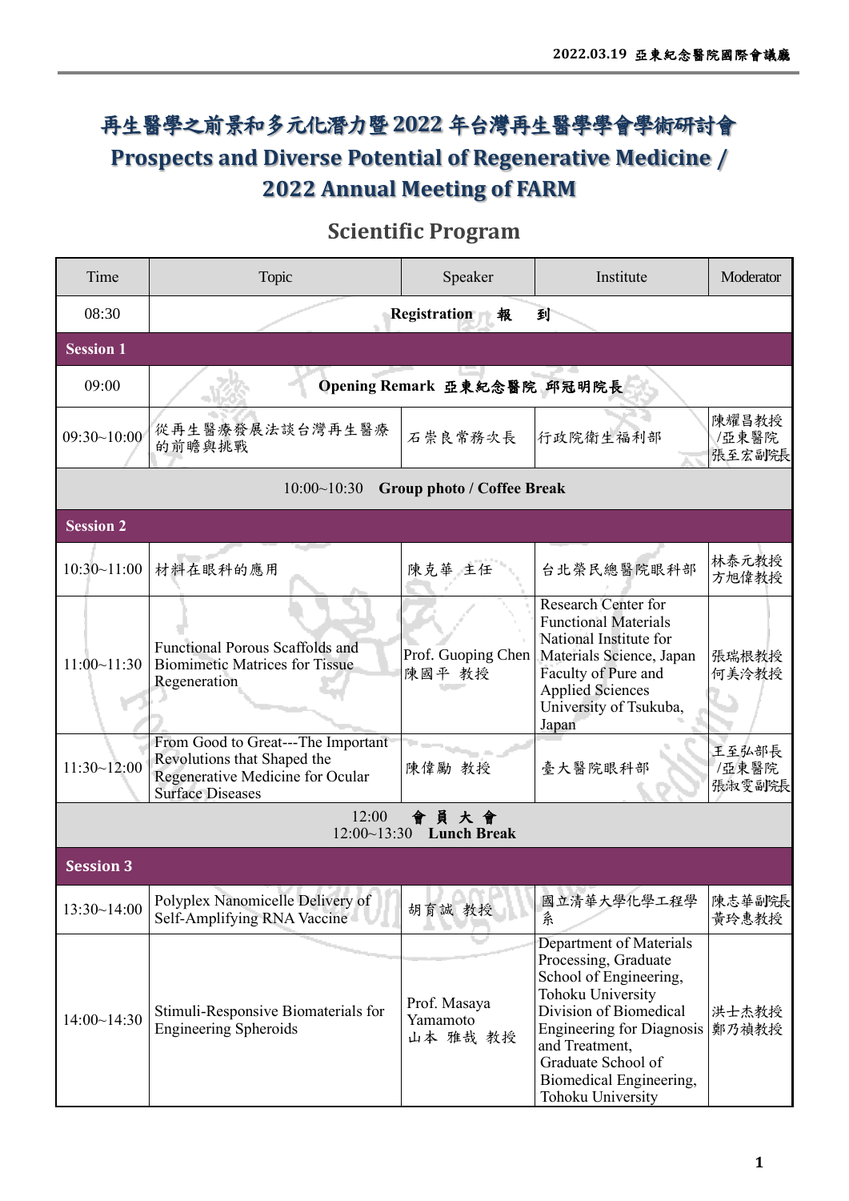2022.03.19 亞東紀念醫院國際會議廳

# 再生醫學之前景和多元化潛力暨2022年台灣再生醫學學會學術研討會
# Prospects and Diverse Potential of Regenerative Medicine / 2022 Annual Meeting of FARM

## Scientific Program

| Time | Topic | Speaker | Institute | Moderator |
|---|---|---|---|---|
| 08:30 | **Registration 報 到** | | | |
| **Session 1** | | | | |
| 09:00 | **Opening Remark 亞東紀念醫院 邱冠明院長** | | | |
| 09:30~10:00 | 從再生醫療發展法談台灣再生醫療的前瞻與挑戰 | 石崇良常務次長 | 行政院衛生福利部 | 陳耀昌教授 /亞東醫院 張至宏副院長 |
| 10:00~10:30 **Group photo / Coffee Break** | | | | |
| **Session 2** | | | | |
| 10:30~11:00 | 材料在眼科的應用 | 陳克華 主任 | 台北榮民總醫院眼科部 | 林泰元教授 方旭偉教授 |
| 11:00~11:30 | Functional Porous Scaffolds and Biomimetic Matrices for Tissue Regeneration | Prof. Guoping Chen 陳國平 教授 | Research Center for Functional Materials National Institute for Materials Science, Japan Faculty of Pure and Applied Sciences University of Tsukuba, Japan | 張瑞根教授 何美泠教授 |
| 11:30~12:00 | From Good to Great---The Important Revolutions that Shaped the Regenerative Medicine for Ocular Surface Diseases | 陳偉勵 教授 | 臺大醫院眼科部 | 王至弘部長 /亞東醫院 張淑雯副院長 |
| 12:00 **會員大會** 12:00~13:30 **Lunch Break** | | | | |
| **Session 3** | | | | |
| 13:30~14:00 | Polyplex Nanomicelle Delivery of Self-Amplifying RNA Vaccine | 胡育誠 教授 | 國立清華大學化學工程學系 | 陳志華副院長 黃玲惠教授 |
| 14:00~14:30 | Stimuli-Responsive Biomaterials for Engineering Spheroids | Prof. Masaya Yamamoto 山本 雅哉 教授 | Department of Materials Processing, Graduate School of Engineering, Tohoku University Division of Biomedical Engineering for Diagnosis and Treatment, Graduate School of Biomedical Engineering, Tohoku University | 洪士杰教授 鄭乃禎教授 |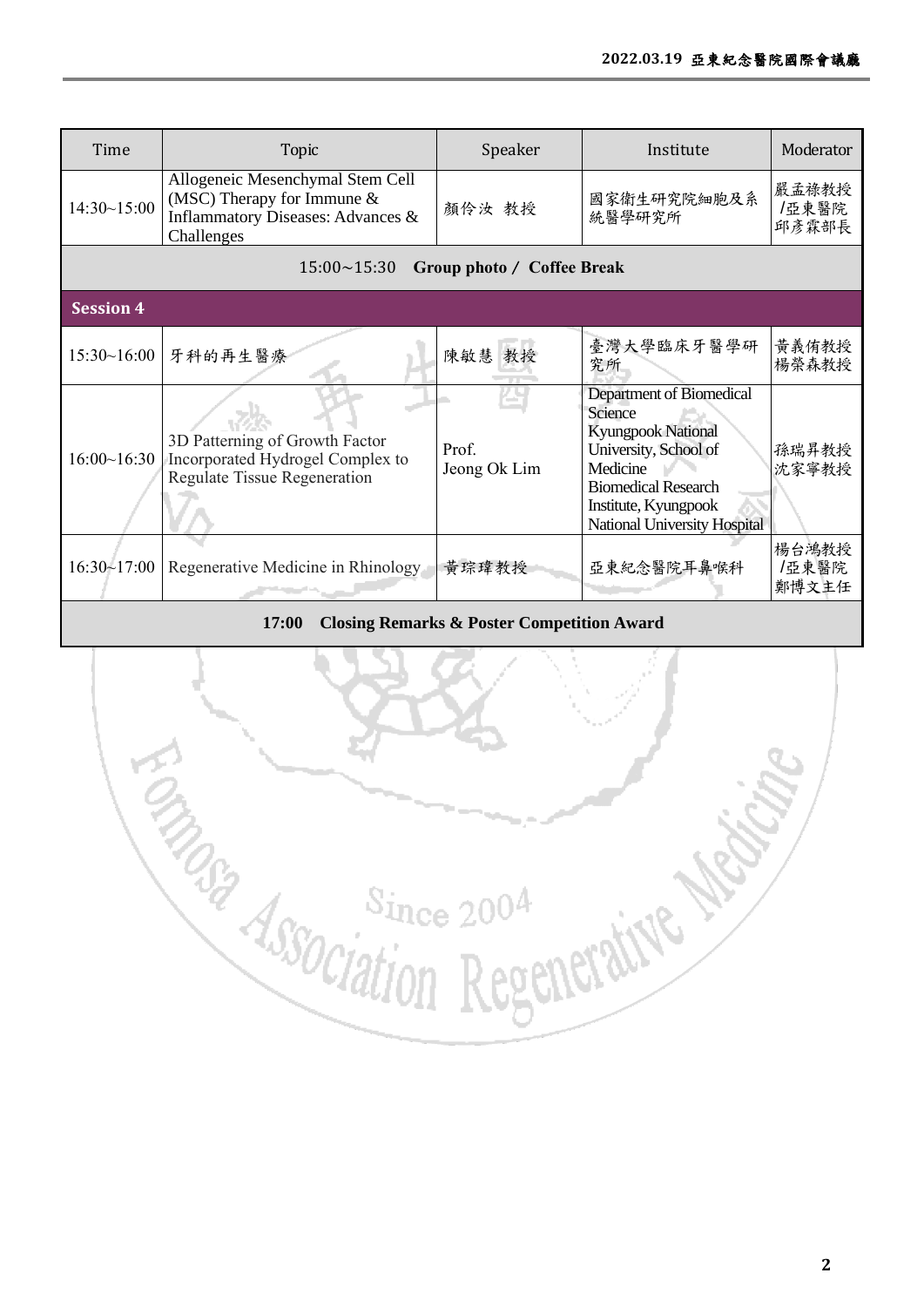| Time | Topic | Speaker | Institute | Moderator |
|---|---|---|---|---|
| 14:30~15:00 | Allogeneic Mesenchymal Stem Cell (MSC) Therapy for Immune & Inflammatory Diseases: Advances & Challenges | 顏伶汝 教授 | 國家衛生研究院細胞及系統醫學研究所 | 嚴孟祿教授 /亞東醫院 邱彥霖部長 |
| 15:00~15:30 **Group photo / Coffee Break** | | | | |
| **Session 4** | | | | |
| 15:30~16:00 | 牙科的再生醫療 | 陳敏慧 教授 | 臺灣大學臨床牙醫學研究所 | 黃義侑教授 楊榮森教授 |
| 16:00~16:30 | 3D Patterning of Growth Factor Incorporated Hydrogel Complex to Regulate Tissue Regeneration | Prof. Jeong Ok Lim | Department of Biomedical Science Kyungpook National University, School of Medicine Biomedical Research Institute, Kyungpook National University Hospital | 孫瑞昇教授 沈家寧教授 |
| 16:30~17:00 | Regenerative Medicine in Rhinology | 黃琮瑋教授 | 亞東紀念醫院耳鼻喉科 | 楊台鴻教授 /亞東醫院 鄭博文主任 |
| **17:00 Closing Remarks & Poster Competition Award** | | | | |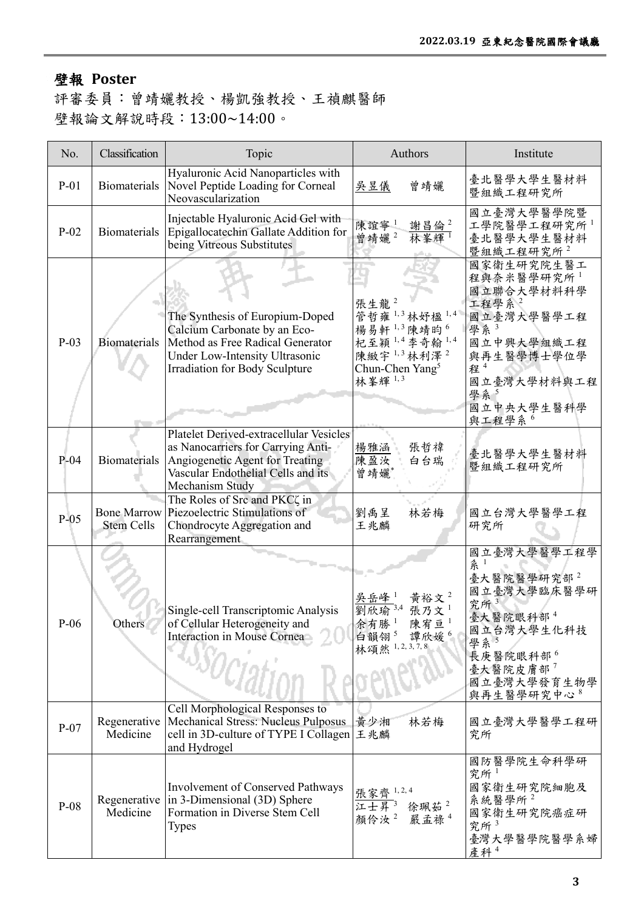## 壁報 Poster

評審委員：曾靖孋教授、楊凱強教授、王禎麒醫師

壁報論文解說時段：13:00~14:00。

| No. | Classification | Topic | Authors | Institute |
|---|---|---|---|---|
| P-01 | Biomaterials | Hyaluronic Acid Nanoparticles with Novel Peptide Loading for Corneal Neovascularization | 吳昱儀 曾靖孋 | 臺北醫學大學生醫材料暨組織工程研究所 |
| P-02 | Biomaterials | Injectable Hyaluronic Acid Gel with Epigallocatechin Gallate Addition for being Vitreous Substitutes | 陳誼寧[1] 謝昌倫[2] 曾靖孋[2] 林峯輝[1] | 國立臺灣大學醫學院暨工學院醫學工程研究所[1] 臺北醫學大學生醫材料暨組織工程研究所[2] |
| P-03 | Biomaterials | The Synthesis of Europium-Doped Calcium Carbonate by an Eco-Method as Free Radical Generator Under Low-Intensity Ultrasonic Irradiation for Body Sculpture | 張生龍[2] 管哲雍[1,3] 林妤楹[1,4] 楊易軒[1,3] 陳靖昀[6] 杞至穎[1,4] 李奇翰[1,4] 陳緻宇[1,3] 林利澤[2] Chun-Chen Yang[5] 林峯輝[1,3] | 國家衛生研究院生醫工程與奈米醫學研究所[1] 國立聯合大學材料科學工程學系[2] 國立臺灣大學醫學工程學系[3] 國立中興大學組織工程與再生醫學博士學位學程[4] 國立臺灣大學材料與工程學系[5] 國立中央大學生醫科學與工程學系[6] |
| P-04 | Biomaterials | Platelet Derived-extracellular Vesicles as Nanocarriers for Carrying Anti-Angiogenetic Agent for Treating Vascular Endothelial Cells and its Mechanism Study | 楊雅涵 張哲禕 陳盈汝 白台瑞 曾靖孋* | 臺北醫學大學生醫材料暨組織工程研究所 |
| P-05 | Bone Marrow Stem Cells | The Roles of Src and PKCζ in Piezoelectric Stimulations of Chondrocyte Aggregation and Rearrangement | 劉禹呈 林若梅 王兆麟 | 國立台灣大學醫學工程研究所 |
| P-06 | Others | Single-cell Transcriptomic Analysis of Cellular Heterogeneity and Interaction in Mouse Cornea | 吳岳峰[1] 黃裕文[2] 劉欣瑜[3,4] 張乃文[1] 余有勝[1] 陳宥亘[1] 白韻翎[5] 譚欣媛[6] 林頌然[1,2,3,7,8] | 國立臺灣大學醫學工程學系[1] 臺大醫院醫學研究部[2] 國立臺灣大學臨床醫學研究所[3] 臺大醫院眼科部[4] 國立台灣大學生化科技學系[5] 長庚醫院眼科部[6] 臺大醫院皮膚部[7] 國立臺灣大學發育生物學與再生醫學研究中心[8] |
| P-07 | Regenerative Medicine | Cell Morphological Responses to Mechanical Stress: Nucleus Pulposus cell in 3D-culture of TYPE I Collagen and Hydrogel | 黃少湘 林若梅 王兆麟 | 國立臺灣大學醫學工程研究所 |
| P-08 | Regenerative Medicine | Involvement of Conserved Pathways in 3-Dimensional (3D) Sphere Formation in Diverse Stem Cell Types | 張家齊[1,2,4] 江士昇[3] 徐珮茹[2] 顏伶汝[2] 嚴孟祿[4] | 國防醫學院生命科學研究所[1] 國家衛生研究院細胞及系統醫學所[2] 國家衛生研究院癌症研究所[3] 臺灣大學醫學院醫學系婦產科[4] |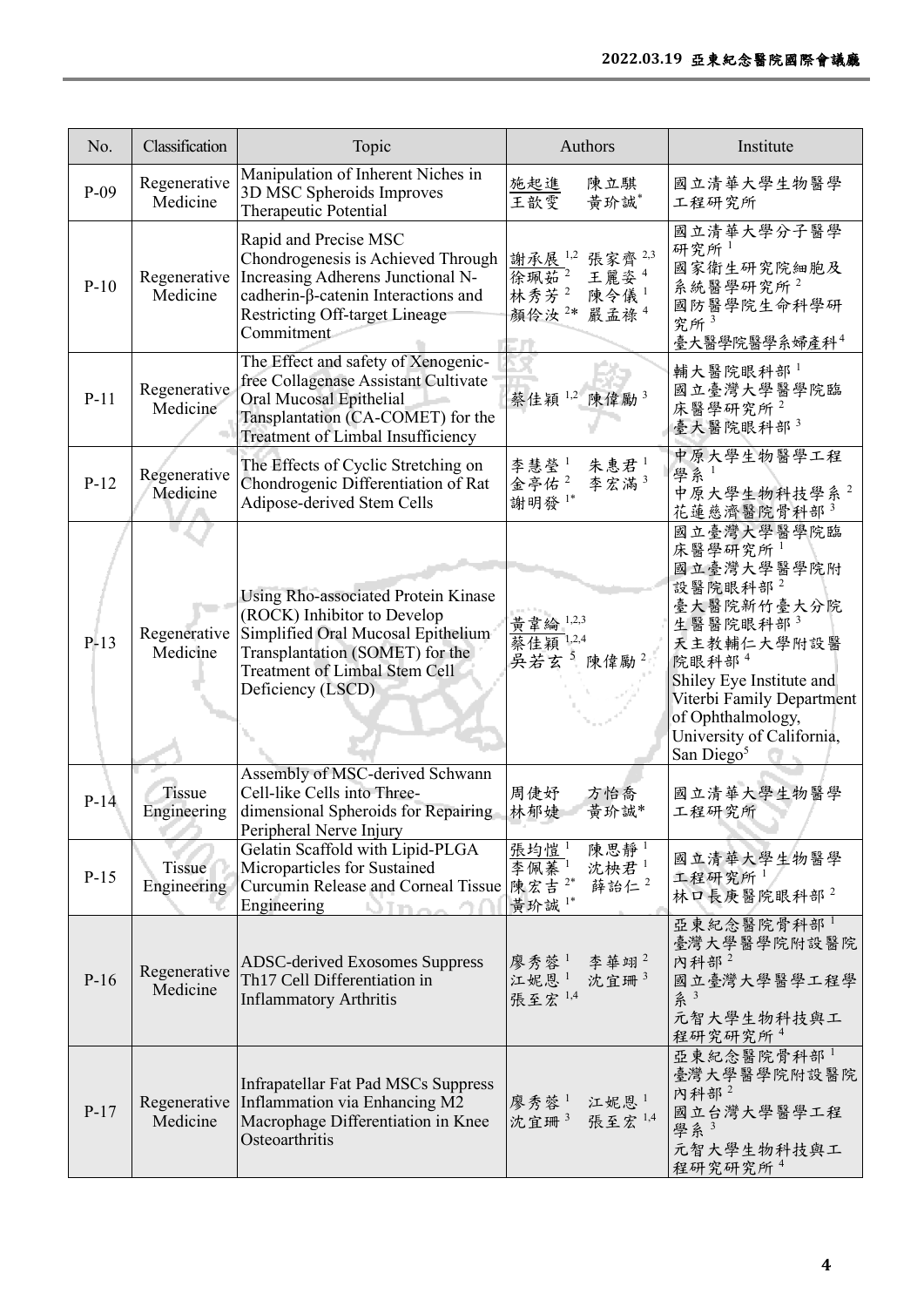| No. | Classification | Topic | Authors | Institute |
|---|---|---|---|---|
| P-09 | Regenerative Medicine | Manipulation of Inherent Niches in 3D MSC Spheroids Improves Therapeutic Potential | 施起進 陳立騏 王歆雯 黃玠誠* | 國立清華大學生物醫學工程研究所 |
| P-10 | Regenerative Medicine | Rapid and Precise MSC Chondrogenesis is Achieved Through Increasing Adherens Junctional N-cadherin-β-catenin Interactions and Restricting Off-target Lineage Commitment | 謝承展[1,2] 張家齊[2,3] 徐珮茹[2] 王麗姿[4] 林秀芳[2] 陳令儀[1] 顏伶汝[2*] 嚴孟祿[4] | 國立清華大學分子醫學研究所[1] 國家衛生研究院細胞及系統醫學研究所[2] 國防醫學院生命科學研究所[3] 臺大醫學院醫學系婦產科[4] |
| P-11 | Regenerative Medicine | The Effect and safety of Xenogenic-free Collagenase Assistant Cultivate Oral Mucosal Epithelial Tansplantation (CA-COMET) for the Treatment of Limbal Insufficiency | 蔡佳穎[1,2] 陳偉勵[3] | 輔大醫院眼科部[1] 國立臺灣大學醫學院臨床醫學研究所[2] 臺大醫院眼科部[3] |
| P-12 | Regenerative Medicine | The Effects of Cyclic Stretching on Chondrogenic Differentiation of Rat Adipose-derived Stem Cells | 李慧瑩[1] 朱惠君[1] 金亭佑[2] 李宏滿[3] 謝明發[1*] | 中原大學生物醫學工程學系[1] 中原大學生物科技學系[2] 花蓮慈濟醫院骨科部[3] |
| P-13 | Regenerative Medicine | Using Rho-associated Protein Kinase (ROCK) Inhibitor to Develop Simplified Oral Mucosal Epithelium Transplantation (SOMET) for the Treatment of Limbal Stem Cell Deficiency (LSCD) | 黃韋綸[1,2,3] 蔡佳穎[1,2,4] 吳若玄[5] 陳偉勵[2] | 國立臺灣大學醫學院臨床醫學研究所[1] 國立臺灣大學醫學院附設醫院眼科部[2] 臺大醫院新竹臺大分院生醫醫院眼科部[3] 天主教輔仁大學附設醫院眼科部[4] Shiley Eye Institute and Viterbi Family Department of Ophthalmology, University of California, San Diego[5] |
| P-14 | Tissue Engineering | Assembly of MSC-derived Schwann Cell-like Cells into Three-dimensional Spheroids for Repairing Peripheral Nerve Injury | 周倢妤 方怡喬 林郁婕 黃玠誠* | 國立清華大學生物醫學工程研究所 |
| P-15 | Tissue Engineering | Gelatin Scaffold with Lipid-PLGA Microparticles for Sustained Curcumin Release and Corneal Tissue Engineering | 張均愷[1] 陳思靜[1] 李佩蓁[1] 沈柍君[1] 陳宏吉[2*] 薛詒仁[2] 黃玠誠[1*] | 國立清華大學生物醫學工程研究所[1] 林口長庚醫院眼科部[2] |
| P-16 | Regenerative Medicine | ADSC-derived Exosomes Suppress Th17 Cell Differentiation in Inflammatory Arthritis | 廖秀蓉[1] 李華翊[2] 江妮恩[1] 沈宜珊[3] 張至宏[1,4] | 亞東紀念醫院骨科部[1] 臺灣大學醫學院附設醫院內科部[2] 國立臺灣大學醫學工程學系[3] 元智大學生物科技與工程研究研究所[4] |
| P-17 | Regenerative Medicine | Infrapatellar Fat Pad MSCs Suppress Inflammation via Enhancing M2 Macrophage Differentiation in Knee Osteoarthritis | 廖秀蓉[1] 江妮恩[1] 沈宜珊[3] 張至宏[1,4] | 亞東紀念醫院骨科部[1] 臺灣大學醫學院附設醫院內科部[2] 國立台灣大學醫學工程學系[3] 元智大學生物科技與工程研究研究所[4] |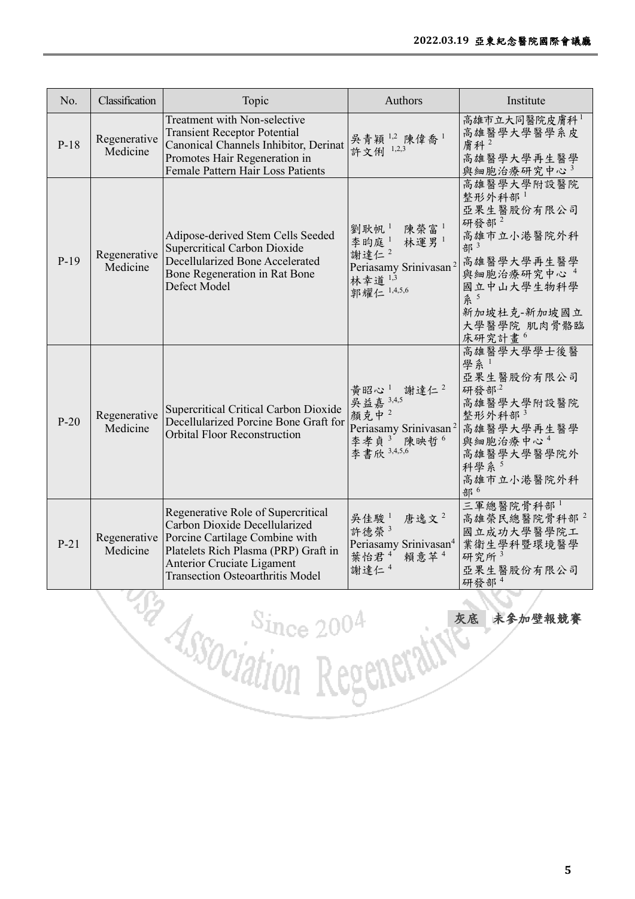| No. | Classification | Topic | Authors | Institute |
|---|---|---|---|---|
| P-18 | Regenerative Medicine | Treatment with Non-selective Transient Receptor Potential Canonical Channels Inhibitor, Derinat Promotes Hair Regeneration in Female Pattern Hair Loss Patients | 吳青穎[1,2] 陳偉喬[1] 許文俐[1,2,3] | 高雄市立大同醫院皮膚科[1] 高雄醫學大學醫學系皮膚科[2] 高雄醫學大學再生醫學與細胞治療研究中心[3] |
| P-19 | Regenerative Medicine | Adipose-derived Stem Cells Seeded Supercritical Carbon Dioxide Decellularized Bone Accelerated Bone Regeneration in Rat Bone Defect Model | 劉耿帆[1] 陳榮富[1] 李昀庭[1] 林運男[1] 謝達仁[2] Periasamy Srinivasan[2] 林幸道[1,3] 郭耀仁[1,4,5,6] | 高雄醫學大學附設醫院整形外科部[1] 亞果生醫股份有限公司研發部[2] 高雄市立小港醫院外科部[3] 高雄醫學大學再生醫學與細胞治療研究中心[4] 國立中山大學生物科學系[5] 新加坡杜克-新加坡國立大學醫學院 肌肉骨骼臨床研究計畫[6] |
| P-20 | Regenerative Medicine | Supercritical Critical Carbon Dioxide Decellularized Porcine Bone Graft for Orbital Floor Reconstruction | 黃昭心[1] 謝達仁[2] 吳益嘉[3,4,5] 顏克中[2] Periasamy Srinivasan[2] 李孝貞[3] 陳映哲[6] 李書欣[3,4,5,6] | 高雄醫學大學學士後醫學系[1] 亞果生醫股份有限公司研發部[2] 高雄醫學大學附設醫院整形外科部[3] 高雄醫學大學再生醫學與細胞治療中心[4] 高雄醫學大學醫學院外科學系[5] 高雄市立小港醫院外科部[6] |
| P-21 | Regenerative Medicine | Regenerative Role of Supercritical Carbon Dioxide Decellularized Porcine Cartilage Combine with Platelets Rich Plasma (PRP) Graft in Anterior Cruciate Ligament Transection Osteoarthritis Model | 吳佳駿[1] 唐逸文[2] 許德榮[3] Periasamy Srinivasan[4] 葉怡君[4] 賴意芊[4] 謝達仁[4] | 三軍總醫院骨科部[1] 高雄榮民總醫院骨科部[2] 國立成功大學醫學院工業衛生學科暨環境醫學研究所[3] 亞果生醫股份有限公司研發部[4] |

灰底 未參加壁報競賽